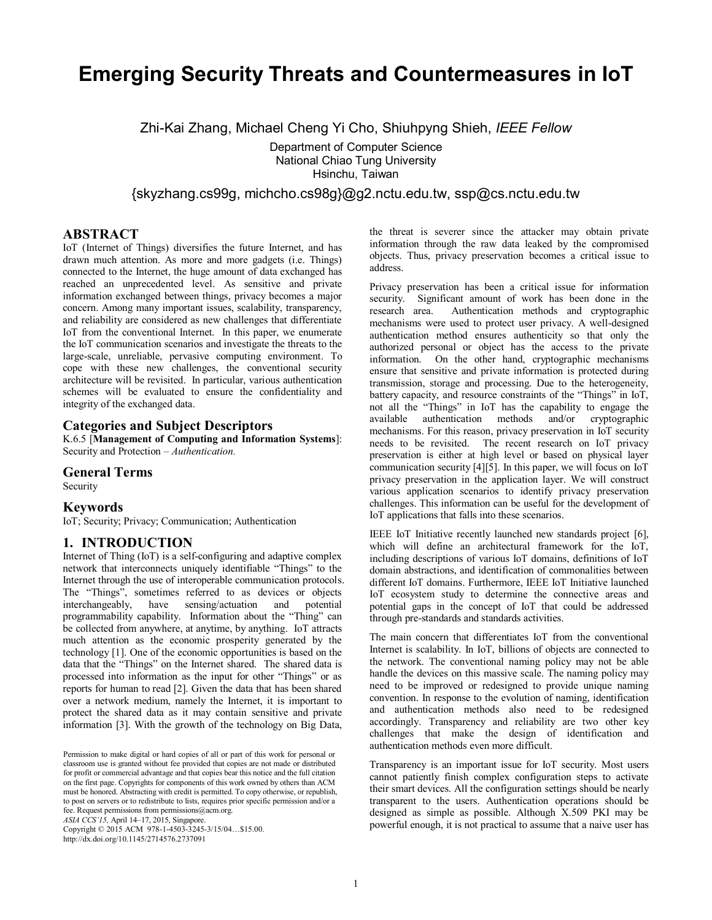# Emerging Security Threats and Countermeasures in IoT

Zhi-Kai Zhang, Michael Cheng Yi Cho, Shiuhpyng Shieh, *IEEE Fellow*

Department of Computer Science
National Chiao Tung University
Hsinchu, Taiwan

{skyzhang.cs99g, michcho.cs98g}@g2.nctu.edu.tw, ssp@cs.nctu.edu.tw

## ABSTRACT

IoT (Internet of Things) diversifies the future Internet, and has drawn much attention. As more and more gadgets (i.e. Things) connected to the Internet, the huge amount of data exchanged has reached an unprecedented level. As sensitive and private information exchanged between things, privacy becomes a major concern. Among many important issues, scalability, transparency, and reliability are considered as new challenges that differentiate IoT from the conventional Internet. In this paper, we enumerate the IoT communication scenarios and investigate the threats to the large-scale, unreliable, pervasive computing environment. To cope with these new challenges, the conventional security architecture will be revisited. In particular, various authentication schemes will be evaluated to ensure the confidentiality and integrity of the exchanged data.

## Categories and Subject Descriptors

K.6.5 [**Management of Computing and Information Systems**]: Security and Protection – *Authentication.*

## General Terms

Security

## Keywords

IoT; Security; Privacy; Communication; Authentication

## 1. INTRODUCTION

Internet of Thing (IoT) is a self-configuring and adaptive complex network that interconnects uniquely identifiable "Things" to the Internet through the use of interoperable communication protocols. The "Things", sometimes referred to as devices or objects interchangeably, have sensing/actuation and potential programmability capability. Information about the "Thing" can be collected from anywhere, at anytime, by anything. IoT attracts much attention as the economic prosperity generated by the technology [1]. One of the economic opportunities is based on the data that the "Things" on the Internet shared. The shared data is processed into information as the input for other "Things" or as reports for human to read [2]. Given the data that has been shared over a network medium, namely the Internet, it is important to protect the shared data as it may contain sensitive and private information [3]. With the growth of the technology on Big Data, the threat is severer since the attacker may obtain private information through the raw data leaked by the compromised objects. Thus, privacy preservation becomes a critical issue to address.

Privacy preservation has been a critical issue for information security. Significant amount of work has been done in the research area. Authentication methods and cryptographic mechanisms were used to protect user privacy. A well-designed authentication method ensures authenticity so that only the authorized personal or object has the access to the private information. On the other hand, cryptographic mechanisms ensure that sensitive and private information is protected during transmission, storage and processing. Due to the heterogeneity, battery capacity, and resource constraints of the "Things" in IoT, not all the "Things" in IoT has the capability to engage the available authentication methods and/or cryptographic mechanisms. For this reason, privacy preservation in IoT security needs to be revisited. The recent research on IoT privacy preservation is either at high level or based on physical layer communication security [4][5]. In this paper, we will focus on IoT privacy preservation in the application layer. We will construct various application scenarios to identify privacy preservation challenges. This information can be useful for the development of IoT applications that falls into these scenarios.

IEEE IoT Initiative recently launched new standards project [6], which will define an architectural framework for the IoT, including descriptions of various IoT domains, definitions of IoT domain abstractions, and identification of commonalities between different IoT domains. Furthermore, IEEE IoT Initiative launched IoT ecosystem study to determine the connective areas and potential gaps in the concept of IoT that could be addressed through pre-standards and standards activities.

The main concern that differentiates IoT from the conventional Internet is scalability. In IoT, billions of objects are connected to the network. The conventional naming policy may not be able handle the devices on this massive scale. The naming policy may need to be improved or redesigned to provide unique naming convention. In response to the evolution of naming, identification and authentication methods also need to be redesigned accordingly. Transparency and reliability are two other key challenges that make the design of identification and authentication methods even more difficult.

Transparency is an important issue for IoT security. Most users cannot patiently finish complex configuration steps to activate their smart devices. All the configuration settings should be nearly transparent to the users. Authentication operations should be designed as simple as possible. Although X.509 PKI may be powerful enough, it is not practical to assume that a naive user has

Permission to make digital or hard copies of all or part of this work for personal or classroom use is granted without fee provided that copies are not made or distributed for profit or commercial advantage and that copies bear this notice and the full citation on the first page. Copyrights for components of this work owned by others than ACM must be honored. Abstracting with credit is permitted. To copy otherwise, or republish, to post on servers or to redistribute to lists, requires prior specific permission and/or a fee. Request permissions from permissions@acm.org.
*ASIA CCS'15,* April 14–17, 2015, Singapore.
Copyright © 2015 ACM 978-1-4503-3245-3/15/04…$15.00.
http://dx.doi.org/10.1145/2714576.2737091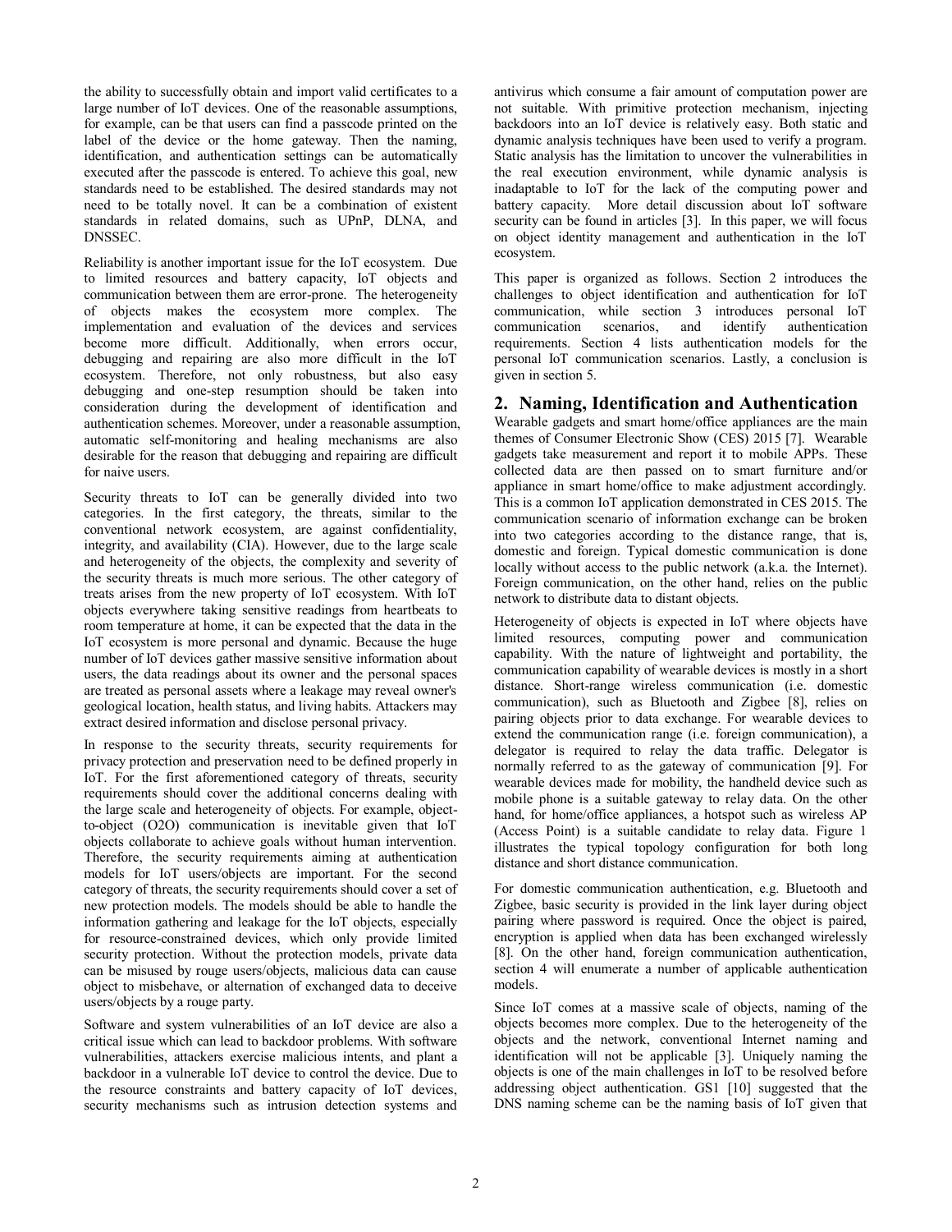the ability to successfully obtain and import valid certificates to a large number of IoT devices. One of the reasonable assumptions, for example, can be that users can find a passcode printed on the label of the device or the home gateway. Then the naming, identification, and authentication settings can be automatically executed after the passcode is entered. To achieve this goal, new standards need to be established. The desired standards may not need to be totally novel. It can be a combination of existent standards in related domains, such as UPnP, DLNA, and DNSSEC.

Reliability is another important issue for the IoT ecosystem. Due to limited resources and battery capacity, IoT objects and communication between them are error-prone. The heterogeneity of objects makes the ecosystem more complex. The implementation and evaluation of the devices and services become more difficult. Additionally, when errors occur, debugging and repairing are also more difficult in the IoT ecosystem. Therefore, not only robustness, but also easy debugging and one-step resumption should be taken into consideration during the development of identification and authentication schemes. Moreover, under a reasonable assumption, automatic self-monitoring and healing mechanisms are also desirable for the reason that debugging and repairing are difficult for naive users.

Security threats to IoT can be generally divided into two categories. In the first category, the threats, similar to the conventional network ecosystem, are against confidentiality, integrity, and availability (CIA). However, due to the large scale and heterogeneity of the objects, the complexity and severity of the security threats is much more serious. The other category of treats arises from the new property of IoT ecosystem. With IoT objects everywhere taking sensitive readings from heartbeats to room temperature at home, it can be expected that the data in the IoT ecosystem is more personal and dynamic. Because the huge number of IoT devices gather massive sensitive information about users, the data readings about its owner and the personal spaces are treated as personal assets where a leakage may reveal owner's geological location, health status, and living habits. Attackers may extract desired information and disclose personal privacy.

In response to the security threats, security requirements for privacy protection and preservation need to be defined properly in IoT. For the first aforementioned category of threats, security requirements should cover the additional concerns dealing with the large scale and heterogeneity of objects. For example, object-to-object (O2O) communication is inevitable given that IoT objects collaborate to achieve goals without human intervention. Therefore, the security requirements aiming at authentication models for IoT users/objects are important. For the second category of threats, the security requirements should cover a set of new protection models. The models should be able to handle the information gathering and leakage for the IoT objects, especially for resource-constrained devices, which only provide limited security protection. Without the protection models, private data can be misused by rouge users/objects, malicious data can cause object to misbehave, or alternation of exchanged data to deceive users/objects by a rouge party.

Software and system vulnerabilities of an IoT device are also a critical issue which can lead to backdoor problems. With software vulnerabilities, attackers exercise malicious intents, and plant a backdoor in a vulnerable IoT device to control the device. Due to the resource constraints and battery capacity of IoT devices, security mechanisms such as intrusion detection systems and antivirus which consume a fair amount of computation power are not suitable. With primitive protection mechanism, injecting backdoors into an IoT device is relatively easy. Both static and dynamic analysis techniques have been used to verify a program. Static analysis has the limitation to uncover the vulnerabilities in the real execution environment, while dynamic analysis is inadaptable to IoT for the lack of the computing power and battery capacity. More detail discussion about IoT software security can be found in articles [3]. In this paper, we will focus on object identity management and authentication in the IoT ecosystem.

This paper is organized as follows. Section 2 introduces the challenges to object identification and authentication for IoT communication, while section 3 introduces personal IoT communication scenarios, and identify authentication requirements. Section 4 lists authentication models for the personal IoT communication scenarios. Lastly, a conclusion is given in section 5.

## 2. Naming, Identification and Authentication

Wearable gadgets and smart home/office appliances are the main themes of Consumer Electronic Show (CES) 2015 [7]. Wearable gadgets take measurement and report it to mobile APPs. These collected data are then passed on to smart furniture and/or appliance in smart home/office to make adjustment accordingly. This is a common IoT application demonstrated in CES 2015. The communication scenario of information exchange can be broken into two categories according to the distance range, that is, domestic and foreign. Typical domestic communication is done locally without access to the public network (a.k.a. the Internet). Foreign communication, on the other hand, relies on the public network to distribute data to distant objects.

Heterogeneity of objects is expected in IoT where objects have limited resources, computing power and communication capability. With the nature of lightweight and portability, the communication capability of wearable devices is mostly in a short distance. Short-range wireless communication (i.e. domestic communication), such as Bluetooth and Zigbee [8], relies on pairing objects prior to data exchange. For wearable devices to extend the communication range (i.e. foreign communication), a delegator is required to relay the data traffic. Delegator is normally referred to as the gateway of communication [9]. For wearable devices made for mobility, the handheld device such as mobile phone is a suitable gateway to relay data. On the other hand, for home/office appliances, a hotspot such as wireless AP (Access Point) is a suitable candidate to relay data. Figure 1 illustrates the typical topology configuration for both long distance and short distance communication.

For domestic communication authentication, e.g. Bluetooth and Zigbee, basic security is provided in the link layer during object pairing where password is required. Once the object is paired, encryption is applied when data has been exchanged wirelessly [8]. On the other hand, foreign communication authentication, section 4 will enumerate a number of applicable authentication models.

Since IoT comes at a massive scale of objects, naming of the objects becomes more complex. Due to the heterogeneity of the objects and the network, conventional Internet naming and identification will not be applicable [3]. Uniquely naming the objects is one of the main challenges in IoT to be resolved before addressing object authentication. GS1 [10] suggested that the DNS naming scheme can be the naming basis of IoT given that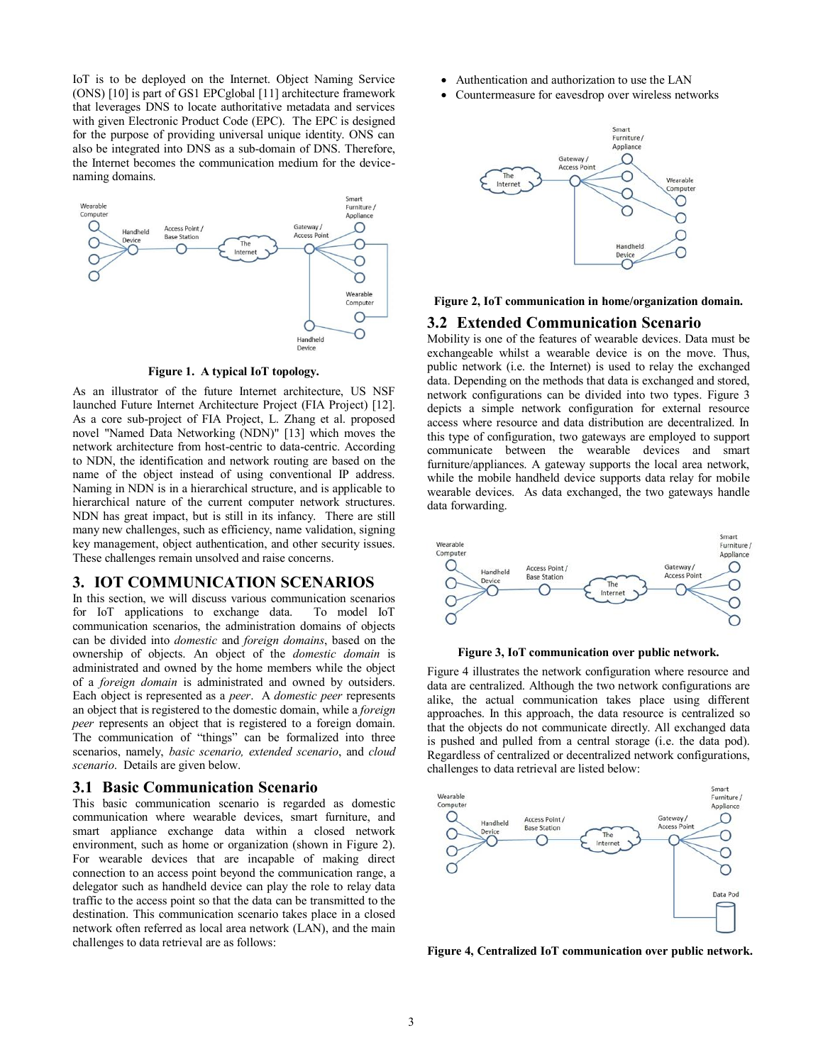IoT is to be deployed on the Internet. Object Naming Service (ONS) [10] is part of GS1 EPCglobal [11] architecture framework that leverages DNS to locate authoritative metadata and services with given Electronic Product Code (EPC). The EPC is designed for the purpose of providing universal unique identity. ONS can also be integrated into DNS as a sub-domain of DNS. Therefore, the Internet becomes the communication medium for the device-naming domains.

Wearable Computer
Handheld Device
Access Point / Base Station
The Internet
Gateway / Access Point
Smart Furniture / Appliance
Wearable Computer
Handheld Device

**Figure 1. A typical IoT topology.**

As an illustrator of the future Internet architecture, US NSF launched Future Internet Architecture Project (FIA Project) [12]. As a core sub-project of FIA Project, L. Zhang et al. proposed novel "Named Data Networking (NDN)" [13] which moves the network architecture from host-centric to data-centric. According to NDN, the identification and network routing are based on the name of the object instead of using conventional IP address. Naming in NDN is in a hierarchical structure, and is applicable to hierarchical nature of the current computer network structures. NDN has great impact, but is still in its infancy. There are still many new challenges, such as efficiency, name validation, signing key management, object authentication, and other security issues. These challenges remain unsolved and raise concerns.

## 3. IOT COMMUNICATION SCENARIOS

In this section, we will discuss various communication scenarios for IoT applications to exchange data. To model IoT communication scenarios, the administration domains of objects can be divided into *domestic* and *foreign domains*, based on the ownership of objects. An object of the *domestic domain* is administrated and owned by the home members while the object of a *foreign domain* is administrated and owned by outsiders. Each object is represented as a *peer*. A *domestic peer* represents an object that is registered to the domestic domain, while a *foreign peer* represents an object that is registered to a foreign domain. The communication of "things" can be formalized into three scenarios, namely, *basic scenario, extended scenario*, and *cloud scenario*. Details are given below.

### 3.1 Basic Communication Scenario

This basic communication scenario is regarded as domestic communication where wearable devices, smart furniture, and smart appliance exchange data within a closed network environment, such as home or organization (shown in Figure 2). For wearable devices that are incapable of making direct connection to an access point beyond the communication range, a delegator such as handheld device can play the role to relay data traffic to the access point so that the data can be transmitted to the destination. This communication scenario takes place in a closed network often referred as local area network (LAN), and the main challenges to data retrieval are as follows:

- Authentication and authorization to use the LAN
- Countermeasure for eavesdrop over wireless networks

Smart Furniture / Appliance
Gateway / Access Point
The Internet
Wearable Computer
Handheld Device

**Figure 2, IoT communication in home/organization domain.**

### 3.2 Extended Communication Scenario

Mobility is one of the features of wearable devices. Data must be exchangeable whilst a wearable device is on the move. Thus, public network (i.e. the Internet) is used to relay the exchanged data. Depending on the methods that data is exchanged and stored, network configurations can be divided into two types. Figure 3 depicts a simple network configuration for external resource access where resource and data distribution are decentralized. In this type of configuration, two gateways are employed to support communicate between the wearable devices and smart furniture/appliances. A gateway supports the local area network, while the mobile handheld device supports data relay for mobile wearable devices. As data exchanged, the two gateways handle data forwarding.

Wearable Computer
Handheld Device
Access Point / Base Station
The Internet
Gateway / Access Point
Smart Furniture / Appliance

**Figure 3, IoT communication over public network.**

Figure 4 illustrates the network configuration where resource and data are centralized. Although the two network configurations are alike, the actual communication takes place using different approaches. In this approach, the data resource is centralized so that the objects do not communicate directly. All exchanged data is pushed and pulled from a central storage (i.e. the data pod). Regardless of centralized or decentralized network configurations, challenges to data retrieval are listed below:

Wearable Computer
Handheld Device
Access Point / Base Station
The Internet
Gateway / Access Point
Smart Furniture / Appliance
Data Pod

**Figure 4, Centralized IoT communication over public network.**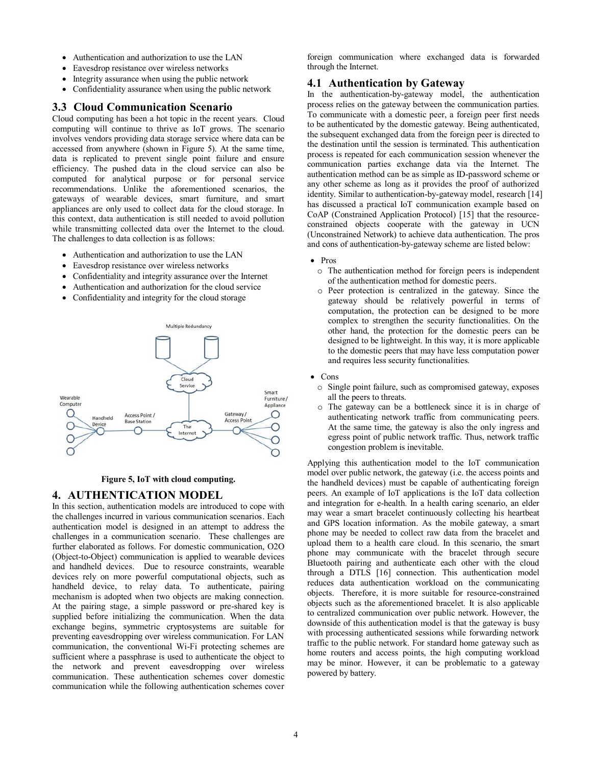- Authentication and authorization to use the LAN
- Eavesdrop resistance over wireless networks
- Integrity assurance when using the public network
- Confidentiality assurance when using the public network

## 3.3 Cloud Communication Scenario

Cloud computing has been a hot topic in the recent years. Cloud computing will continue to thrive as IoT grows. The scenario involves vendors providing data storage service where data can be accessed from anywhere (shown in Figure 5). At the same time, data is replicated to prevent single point failure and ensure efficiency. The pushed data in the cloud service can also be computed for analytical purpose or for personal service recommendations. Unlike the aforementioned scenarios, the gateways of wearable devices, smart furniture, and smart appliances are only used to collect data for the cloud storage. In this context, data authentication is still needed to avoid pollution while transmitting collected data over the Internet to the cloud. The challenges to data collection is as follows:

- Authentication and authorization to use the LAN
- Eavesdrop resistance over wireless networks
- Confidentiality and integrity assurance over the Internet
- Authentication and authorization for the cloud service
- Confidentiality and integrity for the cloud storage

Multiple Redundancy

Cloud Service

Wearable Computer

Handheld Device

Access Point / Base Station

The Internet

Gateway / Access Point

Smart Furniture / Appliance

**Figure 5, IoT with cloud computing.**

# 4. AUTHENTICATION MODEL

In this section, authentication models are introduced to cope with the challenges incurred in various communication scenarios. Each authentication model is designed in an attempt to address the challenges in a communication scenario. These challenges are further elaborated as follows. For domestic communication, O2O (Object-to-Object) communication is applied to wearable devices and handheld devices. Due to resource constraints, wearable devices rely on more powerful computational objects, such as handheld device, to relay data. To authenticate, pairing mechanism is adopted when two objects are making connection. At the pairing stage, a simple password or pre-shared key is supplied before initializing the communication. When the data exchange begins, symmetric cryptosystems are suitable for preventing eavesdropping over wireless communication. For LAN communication, the conventional Wi-Fi protecting schemes are sufficient where a passphrase is used to authenticate the object to the network and prevent eavesdropping over wireless communication. These authentication schemes cover domestic communication while the following authentication schemes cover foreign communication where exchanged data is forwarded through the Internet.

## 4.1 Authentication by Gateway

In the authentication-by-gateway model, the authentication process relies on the gateway between the communication parties. To communicate with a domestic peer, a foreign peer first needs to be authenticated by the domestic gateway. Being authenticated, the subsequent exchanged data from the foreign peer is directed to the destination until the session is terminated. This authentication process is repeated for each communication session whenever the communication parties exchange data via the Internet. The authentication method can be as simple as ID-password scheme or any other scheme as long as it provides the proof of authorized identity. Similar to authentication-by-gateway model, research [14] has discussed a practical IoT communication example based on CoAP (Constrained Application Protocol) [15] that the resource-constrained objects cooperate with the gateway in UCN (Unconstrained Network) to achieve data authentication. The pros and cons of authentication-by-gateway scheme are listed below:

- Pros
  - The authentication method for foreign peers is independent of the authentication method for domestic peers.
  - Peer protection is centralized in the gateway. Since the gateway should be relatively powerful in terms of computation, the protection can be designed to be more complex to strengthen the security functionalities. On the other hand, the protection for the domestic peers can be designed to be lightweight. In this way, it is more applicable to the domestic peers that may have less computation power and requires less security functionalities.
- Cons
  - Single point failure, such as compromised gateway, exposes all the peers to threats.
  - The gateway can be a bottleneck since it is in charge of authenticating network traffic from communicating peers. At the same time, the gateway is also the only ingress and egress point of public network traffic. Thus, network traffic congestion problem is inevitable.

Applying this authentication model to the IoT communication model over public network, the gateway (i.e. the access points and the handheld devices) must be capable of authenticating foreign peers. An example of IoT applications is the IoT data collection and integration for e-health. In a health caring scenario, an elder may wear a smart bracelet continuously collecting his heartbeat and GPS location information. As the mobile gateway, a smart phone may be needed to collect raw data from the bracelet and upload them to a health care cloud. In this scenario, the smart phone may communicate with the bracelet through secure Bluetooth pairing and authenticate each other with the cloud through a DTLS [16] connection. This authentication model reduces data authentication workload on the communicating objects. Therefore, it is more suitable for resource-constrained objects such as the aforementioned bracelet. It is also applicable to centralized communication over public network. However, the downside of this authentication model is that the gateway is busy with processing authenticated sessions while forwarding network traffic to the public network. For standard home gateway such as home routers and access points, the high computing workload may be minor. However, it can be problematic to a gateway powered by battery.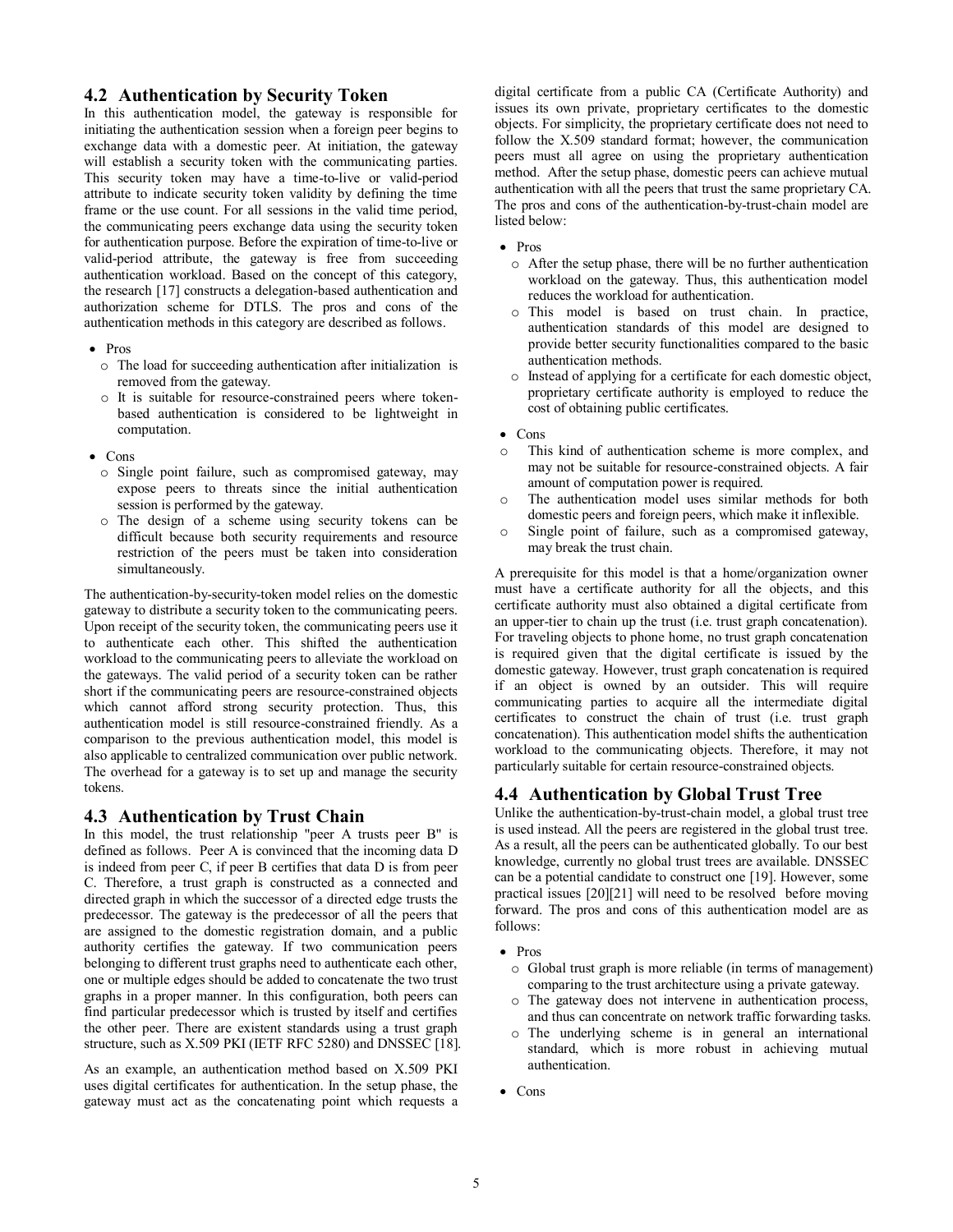## 4.2 Authentication by Security Token

In this authentication model, the gateway is responsible for initiating the authentication session when a foreign peer begins to exchange data with a domestic peer. At initiation, the gateway will establish a security token with the communicating parties. This security token may have a time-to-live or valid-period attribute to indicate security token validity by defining the time frame or the use count. For all sessions in the valid time period, the communicating peers exchange data using the security token for authentication purpose. Before the expiration of time-to-live or valid-period attribute, the gateway is free from succeeding authentication workload. Based on the concept of this category, the research [17] constructs a delegation-based authentication and authorization scheme for DTLS. The pros and cons of the authentication methods in this category are described as follows.

- Pros
  - The load for succeeding authentication after initialization is removed from the gateway.
  - It is suitable for resource-constrained peers where token-based authentication is considered to be lightweight in computation.
- Cons
  - Single point failure, such as compromised gateway, may expose peers to threats since the initial authentication session is performed by the gateway.
  - The design of a scheme using security tokens can be difficult because both security requirements and resource restriction of the peers must be taken into consideration simultaneously.

The authentication-by-security-token model relies on the domestic gateway to distribute a security token to the communicating peers. Upon receipt of the security token, the communicating peers use it to authenticate each other. This shifted the authentication workload to the communicating peers to alleviate the workload on the gateways. The valid period of a security token can be rather short if the communicating peers are resource-constrained objects which cannot afford strong security protection. Thus, this authentication model is still resource-constrained friendly. As a comparison to the previous authentication model, this model is also applicable to centralized communication over public network. The overhead for a gateway is to set up and manage the security tokens.

## 4.3 Authentication by Trust Chain

In this model, the trust relationship "peer A trusts peer B" is defined as follows. Peer A is convinced that the incoming data D is indeed from peer C, if peer B certifies that data D is from peer C. Therefore, a trust graph is constructed as a connected and directed graph in which the successor of a directed edge trusts the predecessor. The gateway is the predecessor of all the peers that are assigned to the domestic registration domain, and a public authority certifies the gateway. If two communication peers belonging to different trust graphs need to authenticate each other, one or multiple edges should be added to concatenate the two trust graphs in a proper manner. In this configuration, both peers can find particular predecessor which is trusted by itself and certifies the other peer. There are existent standards using a trust graph structure, such as X.509 PKI (IETF RFC 5280) and DNSSEC [18].

As an example, an authentication method based on X.509 PKI uses digital certificates for authentication. In the setup phase, the gateway must act as the concatenating point which requests a digital certificate from a public CA (Certificate Authority) and issues its own private, proprietary certificates to the domestic objects. For simplicity, the proprietary certificate does not need to follow the X.509 standard format; however, the communication peers must all agree on using the proprietary authentication method. After the setup phase, domestic peers can achieve mutual authentication with all the peers that trust the same proprietary CA. The pros and cons of the authentication-by-trust-chain model are listed below:

- Pros
  - After the setup phase, there will be no further authentication workload on the gateway. Thus, this authentication model reduces the workload for authentication.
  - This model is based on trust chain. In practice, authentication standards of this model are designed to provide better security functionalities compared to the basic authentication methods.
  - Instead of applying for a certificate for each domestic object, proprietary certificate authority is employed to reduce the cost of obtaining public certificates.
- Cons
  - This kind of authentication scheme is more complex, and may not be suitable for resource-constrained objects. A fair amount of computation power is required.
  - The authentication model uses similar methods for both domestic peers and foreign peers, which make it inflexible.
  - Single point of failure, such as a compromised gateway, may break the trust chain.

A prerequisite for this model is that a home/organization owner must have a certificate authority for all the objects, and this certificate authority must also obtained a digital certificate from an upper-tier to chain up the trust (i.e. trust graph concatenation). For traveling objects to phone home, no trust graph concatenation is required given that the digital certificate is issued by the domestic gateway. However, trust graph concatenation is required if an object is owned by an outsider. This will require communicating parties to acquire all the intermediate digital certificates to construct the chain of trust (i.e. trust graph concatenation). This authentication model shifts the authentication workload to the communicating objects. Therefore, it may not particularly suitable for certain resource-constrained objects.

## 4.4 Authentication by Global Trust Tree

Unlike the authentication-by-trust-chain model, a global trust tree is used instead. All the peers are registered in the global trust tree. As a result, all the peers can be authenticated globally. To our best knowledge, currently no global trust trees are available. DNSSEC can be a potential candidate to construct one [19]. However, some practical issues [20][21] will need to be resolved before moving forward. The pros and cons of this authentication model are as follows:

- Pros
  - Global trust graph is more reliable (in terms of management) comparing to the trust architecture using a private gateway.
  - The gateway does not intervene in authentication process, and thus can concentrate on network traffic forwarding tasks.
  - The underlying scheme is in general an international standard, which is more robust in achieving mutual authentication.
- Cons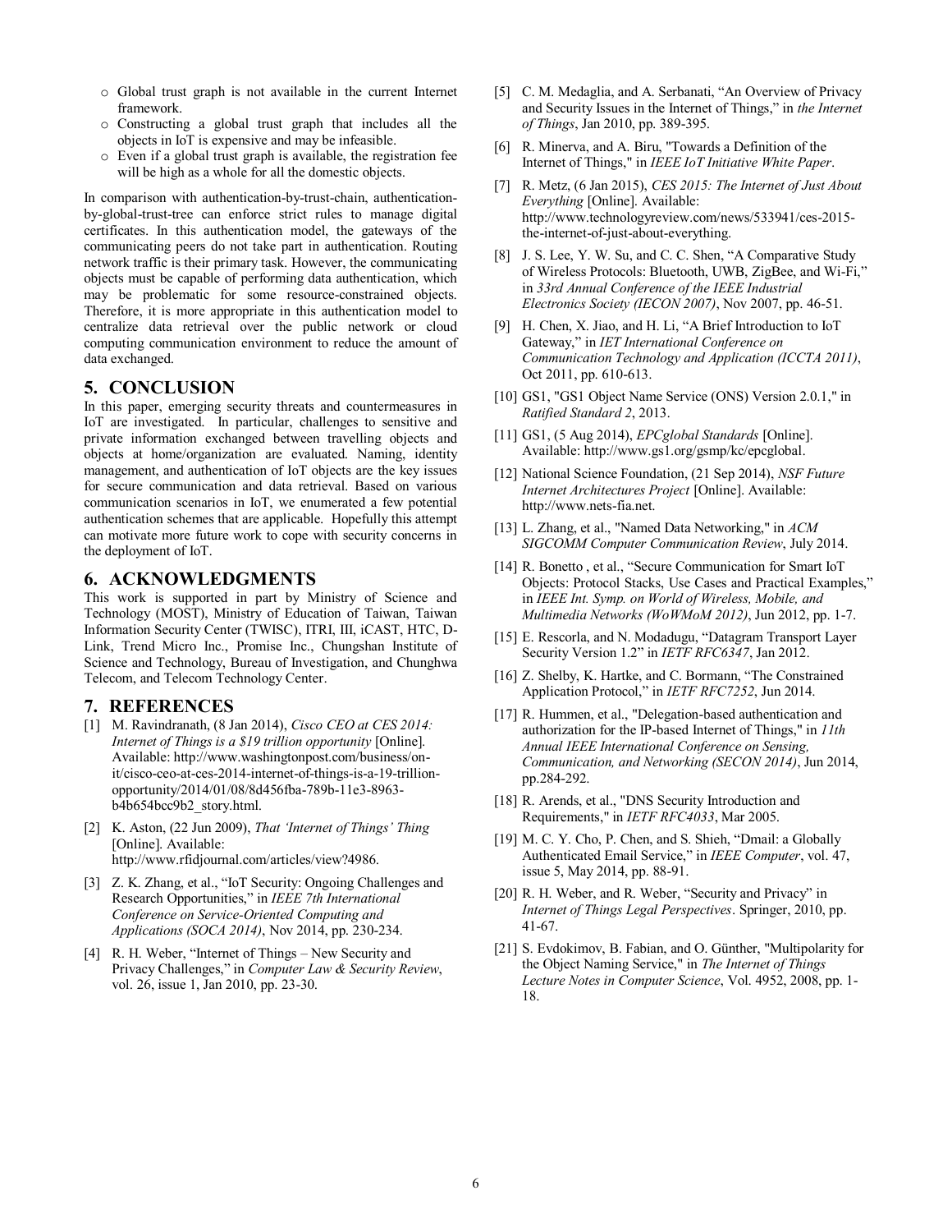- Global trust graph is not available in the current Internet framework.
- Constructing a global trust graph that includes all the objects in IoT is expensive and may be infeasible.
- Even if a global trust graph is available, the registration fee will be high as a whole for all the domestic objects.

In comparison with authentication-by-trust-chain, authentication-by-global-trust-tree can enforce strict rules to manage digital certificates. In this authentication model, the gateways of the communicating peers do not take part in authentication. Routing network traffic is their primary task. However, the communicating objects must be capable of performing data authentication, which may be problematic for some resource-constrained objects. Therefore, it is more appropriate in this authentication model to centralize data retrieval over the public network or cloud computing communication environment to reduce the amount of data exchanged.

## 5. CONCLUSION

In this paper, emerging security threats and countermeasures in IoT are investigated. In particular, challenges to sensitive and private information exchanged between travelling objects and objects at home/organization are evaluated. Naming, identity management, and authentication of IoT objects are the key issues for secure communication and data retrieval. Based on various communication scenarios in IoT, we enumerated a few potential authentication schemes that are applicable. Hopefully this attempt can motivate more future work to cope with security concerns in the deployment of IoT.

## 6. ACKNOWLEDGMENTS

This work is supported in part by Ministry of Science and Technology (MOST), Ministry of Education of Taiwan, Taiwan Information Security Center (TWISC), ITRI, III, iCAST, HTC, D-Link, Trend Micro Inc., Promise Inc., Chungshan Institute of Science and Technology, Bureau of Investigation, and Chunghwa Telecom, and Telecom Technology Center.

## 7. REFERENCES

[1] M. Ravindranath, (8 Jan 2014), *Cisco CEO at CES 2014: Internet of Things is a $19 trillion opportunity* [Online]. Available: http://www.washingtonpost.com/business/on-it/cisco-ceo-at-ces-2014-internet-of-things-is-a-19-trillion-opportunity/2014/01/08/8d456fba-789b-11e3-8963-b4b654bcc9b2_story.html.

[2] K. Aston, (22 Jun 2009), *That 'Internet of Things' Thing* [Online]. Available: http://www.rfidjournal.com/articles/view?4986.

[3] Z. K. Zhang, et al., "IoT Security: Ongoing Challenges and Research Opportunities," in *IEEE 7th International Conference on Service-Oriented Computing and Applications (SOCA 2014)*, Nov 2014, pp. 230-234.

[4] R. H. Weber, "Internet of Things – New Security and Privacy Challenges," in *Computer Law & Security Review*, vol. 26, issue 1, Jan 2010, pp. 23-30.

[5] C. M. Medaglia, and A. Serbanati, "An Overview of Privacy and Security Issues in the Internet of Things," in *the Internet of Things*, Jan 2010, pp. 389-395.

[6] R. Minerva, and A. Biru, "Towards a Definition of the Internet of Things," in *IEEE IoT Initiative White Paper*.

[7] R. Metz, (6 Jan 2015), *CES 2015: The Internet of Just About Everything* [Online]. Available: http://www.technologyreview.com/news/533941/ces-2015-the-internet-of-just-about-everything.

[8] J. S. Lee, Y. W. Su, and C. C. Shen, "A Comparative Study of Wireless Protocols: Bluetooth, UWB, ZigBee, and Wi-Fi," in *33rd Annual Conference of the IEEE Industrial Electronics Society (IECON 2007)*, Nov 2007, pp. 46-51.

[9] H. Chen, X. Jiao, and H. Li, "A Brief Introduction to IoT Gateway," in *IET International Conference on Communication Technology and Application (ICCTA 2011)*, Oct 2011, pp. 610-613.

[10] GS1, "GS1 Object Name Service (ONS) Version 2.0.1," in *Ratified Standard 2*, 2013.

[11] GS1, (5 Aug 2014), *EPCglobal Standards* [Online]. Available: http://www.gs1.org/gsmp/kc/epcglobal.

[12] National Science Foundation, (21 Sep 2014), *NSF Future Internet Architectures Project* [Online]. Available: http://www.nets-fia.net.

[13] L. Zhang, et al., "Named Data Networking," in *ACM SIGCOMM Computer Communication Review*, July 2014.

[14] R. Bonetto , et al., "Secure Communication for Smart IoT Objects: Protocol Stacks, Use Cases and Practical Examples," in *IEEE Int. Symp. on World of Wireless, Mobile, and Multimedia Networks (WoWMoM 2012)*, Jun 2012, pp. 1-7.

[15] E. Rescorla, and N. Modadugu, "Datagram Transport Layer Security Version 1.2" in *IETF RFC6347*, Jan 2012.

[16] Z. Shelby, K. Hartke, and C. Bormann, "The Constrained Application Protocol," in *IETF RFC7252*, Jun 2014.

[17] R. Hummen, et al., "Delegation-based authentication and authorization for the IP-based Internet of Things," in *11th Annual IEEE International Conference on Sensing, Communication, and Networking (SECON 2014)*, Jun 2014, pp.284-292.

[18] R. Arends, et al., "DNS Security Introduction and Requirements," in *IETF RFC4033*, Mar 2005.

[19] M. C. Y. Cho, P. Chen, and S. Shieh, "Dmail: a Globally Authenticated Email Service," in *IEEE Computer*, vol. 47, issue 5, May 2014, pp. 88-91.

[20] R. H. Weber, and R. Weber, "Security and Privacy" in *Internet of Things Legal Perspectives*. Springer, 2010, pp. 41-67.

[21] S. Evdokimov, B. Fabian, and O. Günther, "Multipolarity for the Object Naming Service," in *The Internet of Things Lecture Notes in Computer Science*, Vol. 4952, 2008, pp. 1-18.